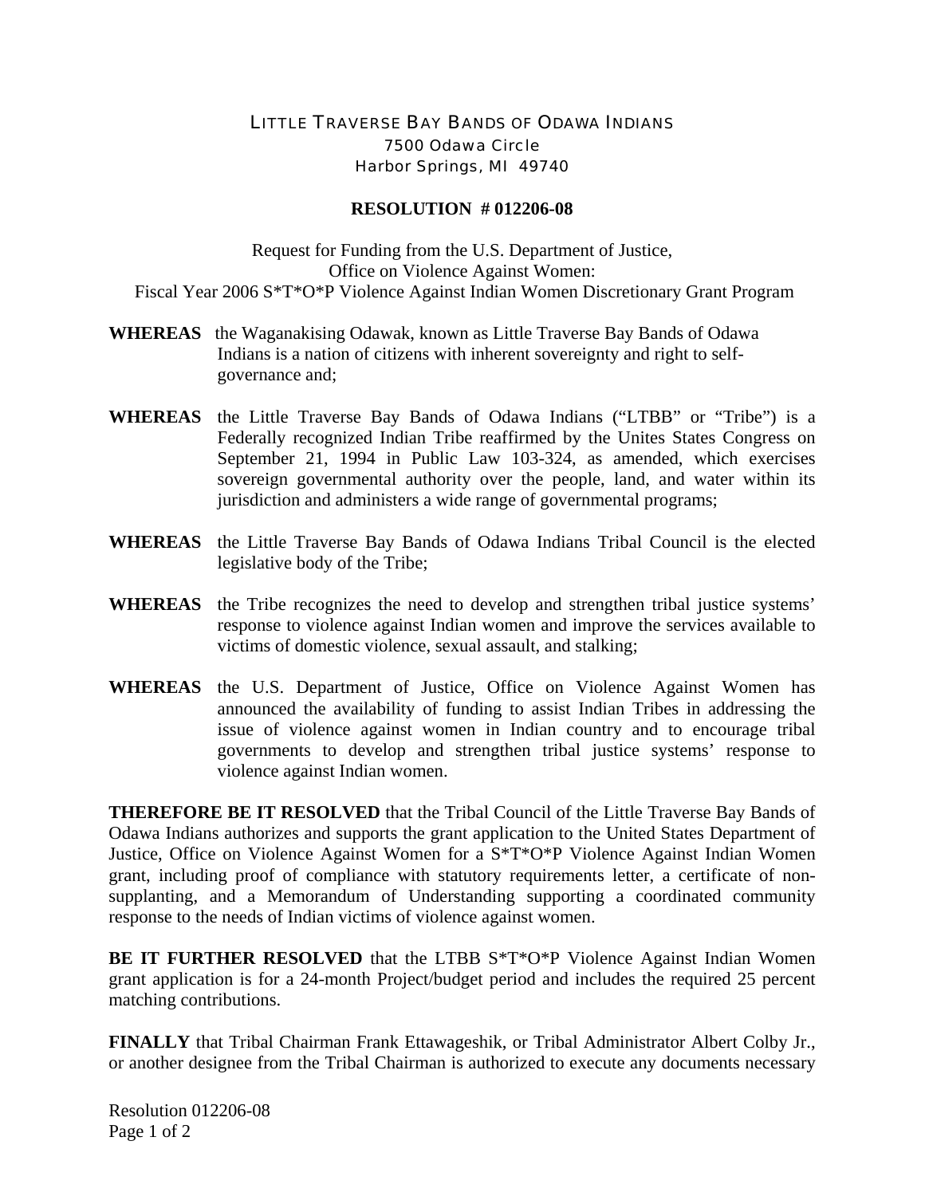LITTLE TRAVERSE BAY BANDS OF ODAWA INDIANS
7500 Odawa Circle
Harbor Springs, MI 49740

**RESOLUTION # 012206-08**

Request for Funding from the U.S. Department of Justice,
Office on Violence Against Women:
Fiscal Year 2006 S*T*O*P Violence Against Indian Women Discretionary Grant Program

**WHEREAS** the Waganakising Odawak, known as Little Traverse Bay Bands of Odawa Indians is a nation of citizens with inherent sovereignty and right to self-governance and;

**WHEREAS** the Little Traverse Bay Bands of Odawa Indians ("LTBB" or "Tribe") is a Federally recognized Indian Tribe reaffirmed by the Unites States Congress on September 21, 1994 in Public Law 103-324, as amended, which exercises sovereign governmental authority over the people, land, and water within its jurisdiction and administers a wide range of governmental programs;

**WHEREAS** the Little Traverse Bay Bands of Odawa Indians Tribal Council is the elected legislative body of the Tribe;

**WHEREAS** the Tribe recognizes the need to develop and strengthen tribal justice systems' response to violence against Indian women and improve the services available to victims of domestic violence, sexual assault, and stalking;

**WHEREAS** the U.S. Department of Justice, Office on Violence Against Women has announced the availability of funding to assist Indian Tribes in addressing the issue of violence against women in Indian country and to encourage tribal governments to develop and strengthen tribal justice systems' response to violence against Indian women.

**THEREFORE BE IT RESOLVED** that the Tribal Council of the Little Traverse Bay Bands of Odawa Indians authorizes and supports the grant application to the United States Department of Justice, Office on Violence Against Women for a S*T*O*P Violence Against Indian Women grant, including proof of compliance with statutory requirements letter, a certificate of non-supplanting, and a Memorandum of Understanding supporting a coordinated community response to the needs of Indian victims of violence against women.

**BE IT FURTHER RESOLVED** that the LTBB S*T*O*P Violence Against Indian Women grant application is for a 24-month Project/budget period and includes the required 25 percent matching contributions.

**FINALLY** that Tribal Chairman Frank Ettawageshik, or Tribal Administrator Albert Colby Jr., or another designee from the Tribal Chairman is authorized to execute any documents necessary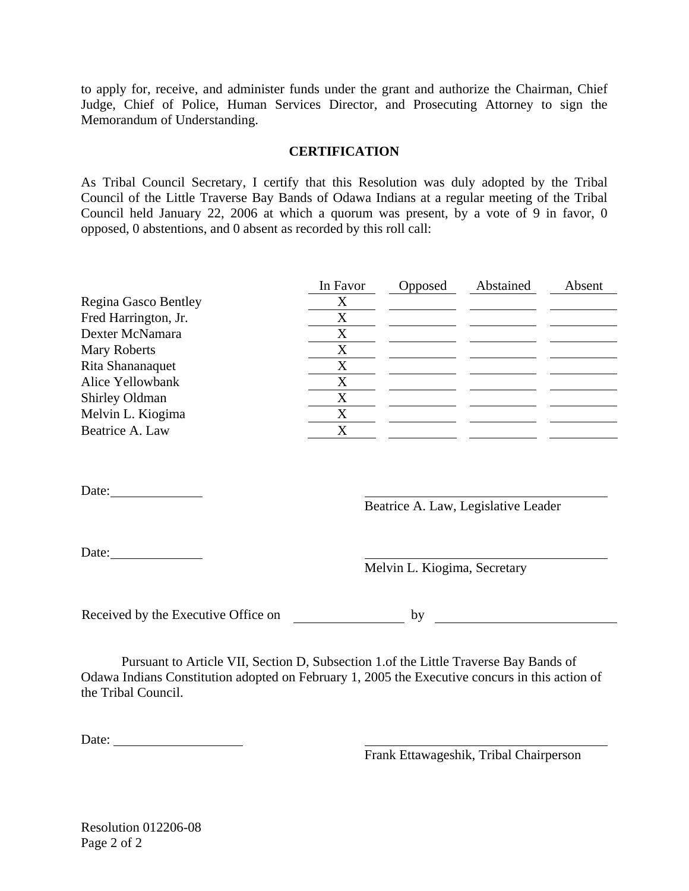to apply for, receive, and administer funds under the grant and authorize the Chairman, Chief Judge, Chief of Police, Human Services Director, and Prosecuting Attorney to sign the Memorandum of Understanding.

**CERTIFICATION**

As Tribal Council Secretary, I certify that this Resolution was duly adopted by the Tribal Council of the Little Traverse Bay Bands of Odawa Indians at a regular meeting of the Tribal Council held January 22, 2006 at which a quorum was present, by a vote of 9 in favor, 0 opposed, 0 abstentions, and 0 absent as recorded by this roll call:

| | In Favor | Opposed | Abstained | Absent |
|---|---|---|---|---|
| Regina Gasco Bentley | X | | | |
| Fred Harrington, Jr. | X | | | |
| Dexter McNamara | X | | | |
| Mary Roberts | X | | | |
| Rita Shananaquet | X | | | |
| Alice Yellowbank | X | | | |
| Shirley Oldman | X | | | |
| Melvin L. Kiogima | X | | | |
| Beatrice A. Law | X | | | |

Date:\_\_\_\_\_\_\_\_\_\_\_\_\_

\_\_\_\_\_\_\_\_\_\_\_\_\_\_\_\_\_\_\_\_\_\_\_\_\_\_\_\_\_\_\_\_\_\_
Beatrice A. Law, Legislative Leader

Date:\_\_\_\_\_\_\_\_\_\_\_\_\_

\_\_\_\_\_\_\_\_\_\_\_\_\_\_\_\_\_\_\_\_\_\_\_\_\_\_\_\_\_\_\_\_\_\_
Melvin L. Kiogima, Secretary

Received by the Executive Office on \_\_\_\_\_\_\_\_\_\_\_\_\_\_\_ by \_\_\_\_\_\_\_\_\_\_\_\_\_\_\_\_\_\_\_\_\_\_\_\_

Pursuant to Article VII, Section D, Subsection 1.of the Little Traverse Bay Bands of Odawa Indians Constitution adopted on February 1, 2005 the Executive concurs in this action of the Tribal Council.

Date: \_\_\_\_\_\_\_\_\_\_\_\_\_\_\_\_\_

\_\_\_\_\_\_\_\_\_\_\_\_\_\_\_\_\_\_\_\_\_\_\_\_\_\_\_\_\_\_\_\_\_\_
Frank Ettawageshik, Tribal Chairperson

Resolution 012206-08